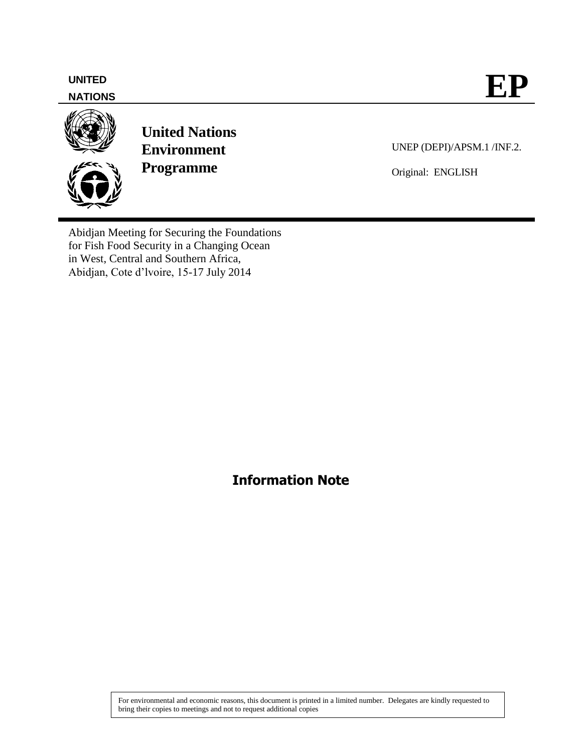UNITED NATIONS

# EP

**United Nations Environment Programme**

UNEP (DEPI)/APSM.1 /INF.2.

Original: ENGLISH

Abidjan Meeting for Securing the Foundations for Fish Food Security in a Changing Ocean in West, Central and Southern Africa, Abidjan, Cote d'lvoire, 15-17 July 2014

## Information Note

For environmental and economic reasons, this document is printed in a limited number. Delegates are kindly requested to bring their copies to meetings and not to request additional copies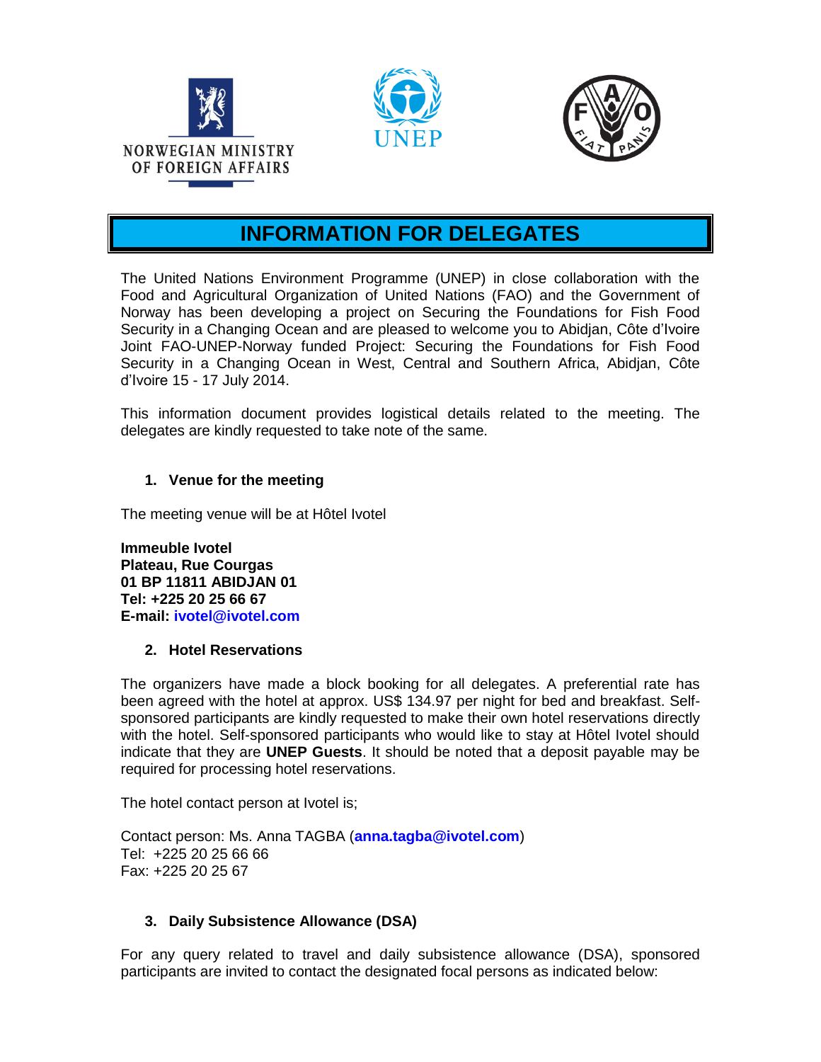NORWEGIAN MINISTRY OF FOREIGN AFFAIRS

UNEP

# INFORMATION FOR DELEGATES

The United Nations Environment Programme (UNEP) in close collaboration with the Food and Agricultural Organization of United Nations (FAO) and the Government of Norway has been developing a project on Securing the Foundations for Fish Food Security in a Changing Ocean and are pleased to welcome you to Abidjan, Côte d'Ivoire Joint FAO-UNEP-Norway funded Project: Securing the Foundations for Fish Food Security in a Changing Ocean in West, Central and Southern Africa, Abidjan, Côte d'Ivoire 15 - 17 July 2014.

This information document provides logistical details related to the meeting. The delegates are kindly requested to take note of the same.

## 1. Venue for the meeting

The meeting venue will be at Hôtel Ivotel

**Immeuble Ivotel**
**Plateau, Rue Courgas**
**01 BP 11811 ABIDJAN 01**
**Tel: +225 20 25 66 67**
**E-mail: ivotel@ivotel.com**

## 2. Hotel Reservations

The organizers have made a block booking for all delegates. A preferential rate has been agreed with the hotel at approx. US$ 134.97 per night for bed and breakfast. Self-sponsored participants are kindly requested to make their own hotel reservations directly with the hotel. Self-sponsored participants who would like to stay at Hôtel Ivotel should indicate that they are **UNEP Guests**. It should be noted that a deposit payable may be required for processing hotel reservations.

The hotel contact person at Ivotel is;

Contact person: Ms. Anna TAGBA (**anna.tagba@ivotel.com**)
Tel: +225 20 25 66 66
Fax: +225 20 25 67

## 3. Daily Subsistence Allowance (DSA)

For any query related to travel and daily subsistence allowance (DSA), sponsored participants are invited to contact the designated focal persons as indicated below: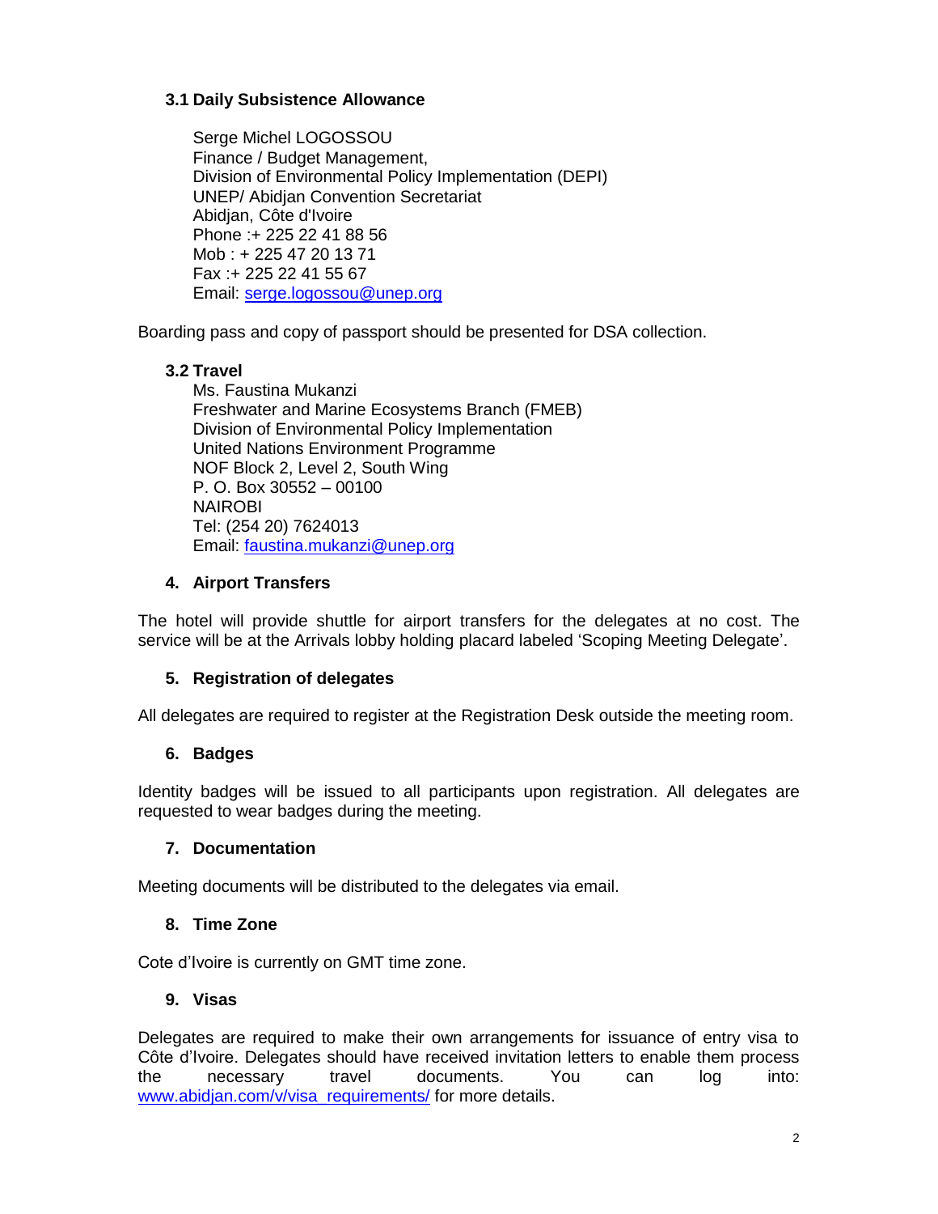### 3.1 Daily Subsistence Allowance

Serge Michel LOGOSSOU
Finance / Budget Management,
Division of Environmental Policy Implementation (DEPI)
UNEP/ Abidjan Convention Secretariat
Abidjan, Côte d'Ivoire
Phone :+ 225 22 41 88 56
Mob : + 225 47 20 13 71
Fax :+ 225 22 41 55 67
Email: serge.logossou@unep.org

Boarding pass and copy of passport should be presented for DSA collection.

### 3.2 Travel

Ms. Faustina Mukanzi
Freshwater and Marine Ecosystems Branch (FMEB)
Division of Environmental Policy Implementation
United Nations Environment Programme
NOF Block 2, Level 2, South Wing
P. O. Box 30552 – 00100
NAIROBI
Tel: (254 20) 7624013
Email: faustina.mukanzi@unep.org

## 4. Airport Transfers

The hotel will provide shuttle for airport transfers for the delegates at no cost. The service will be at the Arrivals lobby holding placard labeled 'Scoping Meeting Delegate'.

## 5. Registration of delegates

All delegates are required to register at the Registration Desk outside the meeting room.

## 6. Badges

Identity badges will be issued to all participants upon registration. All delegates are requested to wear badges during the meeting.

## 7. Documentation

Meeting documents will be distributed to the delegates via email.

## 8. Time Zone

Cote d'Ivoire is currently on GMT time zone.

## 9. Visas

Delegates are required to make their own arrangements for issuance of entry visa to Côte d'Ivoire. Delegates should have received invitation letters to enable them process the necessary travel documents. You can log into: www.abidjan.com/v/visa_requirements/ for more details.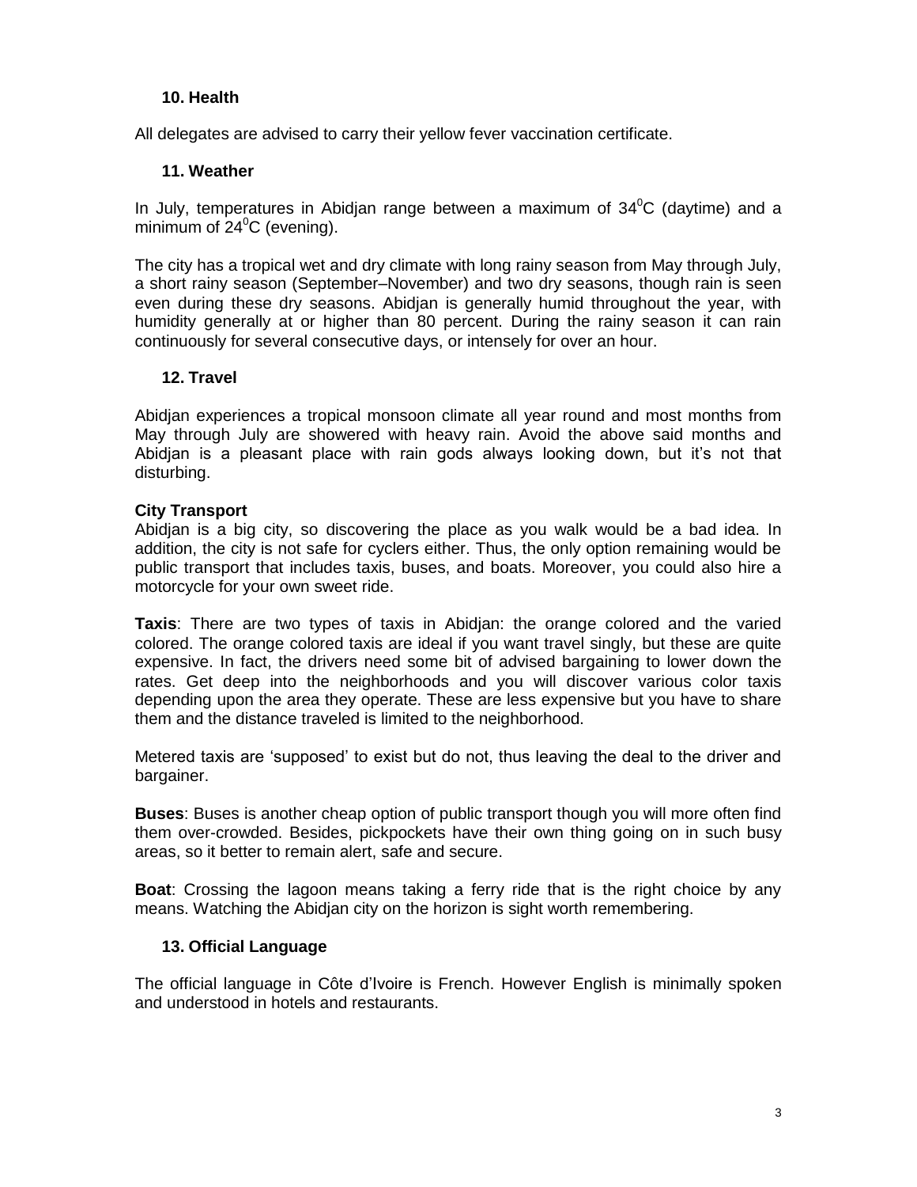### 10. Health

All delegates are advised to carry their yellow fever vaccination certificate.

### 11. Weather

In July, temperatures in Abidjan range between a maximum of $34^0$C (daytime) and a minimum of $24^0$C (evening).

The city has a tropical wet and dry climate with long rainy season from May through July, a short rainy season (September–November) and two dry seasons, though rain is seen even during these dry seasons. Abidjan is generally humid throughout the year, with humidity generally at or higher than 80 percent. During the rainy season it can rain continuously for several consecutive days, or intensely for over an hour.

### 12. Travel

Abidjan experiences a tropical monsoon climate all year round and most months from May through July are showered with heavy rain. Avoid the above said months and Abidjan is a pleasant place with rain gods always looking down, but it's not that disturbing.

**City Transport**
Abidjan is a big city, so discovering the place as you walk would be a bad idea. In addition, the city is not safe for cyclers either. Thus, the only option remaining would be public transport that includes taxis, buses, and boats. Moreover, you could also hire a motorcycle for your own sweet ride.

**Taxis**: There are two types of taxis in Abidjan: the orange colored and the varied colored. The orange colored taxis are ideal if you want travel singly, but these are quite expensive. In fact, the drivers need some bit of advised bargaining to lower down the rates. Get deep into the neighborhoods and you will discover various color taxis depending upon the area they operate. These are less expensive but you have to share them and the distance traveled is limited to the neighborhood.

Metered taxis are 'supposed' to exist but do not, thus leaving the deal to the driver and bargainer.

**Buses**: Buses is another cheap option of public transport though you will more often find them over-crowded. Besides, pickpockets have their own thing going on in such busy areas, so it better to remain alert, safe and secure.

**Boat**: Crossing the lagoon means taking a ferry ride that is the right choice by any means. Watching the Abidjan city on the horizon is sight worth remembering.

### 13. Official Language

The official language in Côte d'Ivoire is French. However English is minimally spoken and understood in hotels and restaurants.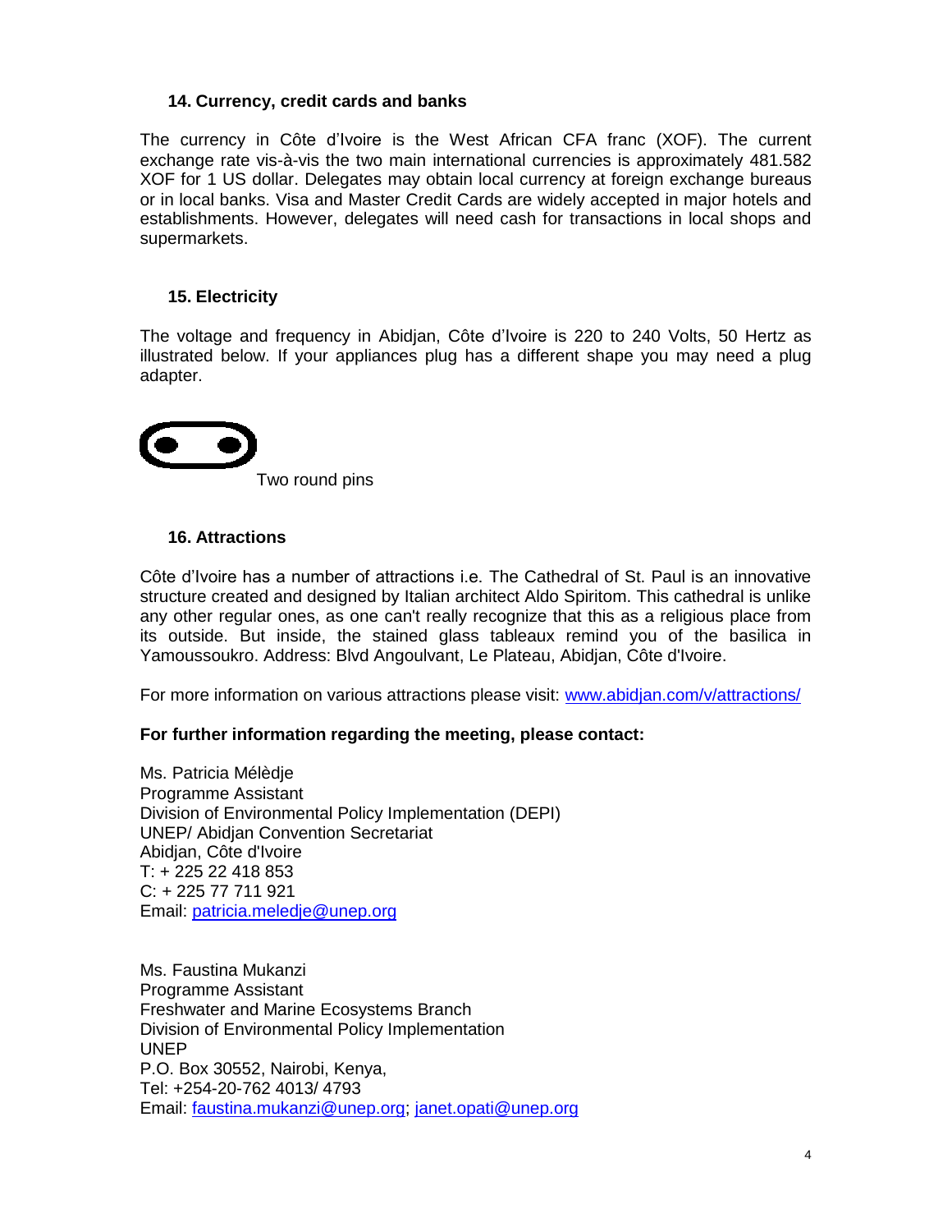### 14. Currency, credit cards and banks

The currency in Côte d'Ivoire is the West African CFA franc (XOF). The current exchange rate vis-à-vis the two main international currencies is approximately 481.582 XOF for 1 US dollar. Delegates may obtain local currency at foreign exchange bureaus or in local banks. Visa and Master Credit Cards are widely accepted in major hotels and establishments. However, delegates will need cash for transactions in local shops and supermarkets.

### 15. Electricity

The voltage and frequency in Abidjan, Côte d'Ivoire is 220 to 240 Volts, 50 Hertz as illustrated below. If your appliances plug has a different shape you may need a plug adapter.

Two round pins

### 16. Attractions

Côte d'Ivoire has a number of attractions i.e. The Cathedral of St. Paul is an innovative structure created and designed by Italian architect Aldo Spiritom. This cathedral is unlike any other regular ones, as one can't really recognize that this as a religious place from its outside. But inside, the stained glass tableaux remind you of the basilica in Yamoussoukro. Address: Blvd Angoulvant, Le Plateau, Abidjan, Côte d'Ivoire.

For more information on various attractions please visit: [www.abidjan.com/v/attractions/](www.abidjan.com/v/attractions/)

**For further information regarding the meeting, please contact:**

Ms. Patricia Mélèdje  
Programme Assistant  
Division of Environmental Policy Implementation (DEPI)  
UNEP/ Abidjan Convention Secretariat  
Abidjan, Côte d'Ivoire  
T: + 225 22 418 853  
C: + 225 77 711 921  
Email: [patricia.meledje@unep.org](mailto:patricia.meledje@unep.org)

Ms. Faustina Mukanzi  
Programme Assistant  
Freshwater and Marine Ecosystems Branch  
Division of Environmental Policy Implementation  
UNEP  
P.O. Box 30552, Nairobi, Kenya,  
Tel: +254-20-762 4013/ 4793  
Email: [faustina.mukanzi@unep.org](mailto:faustina.mukanzi@unep.org); [janet.opati@unep.org](mailto:janet.opati@unep.org)